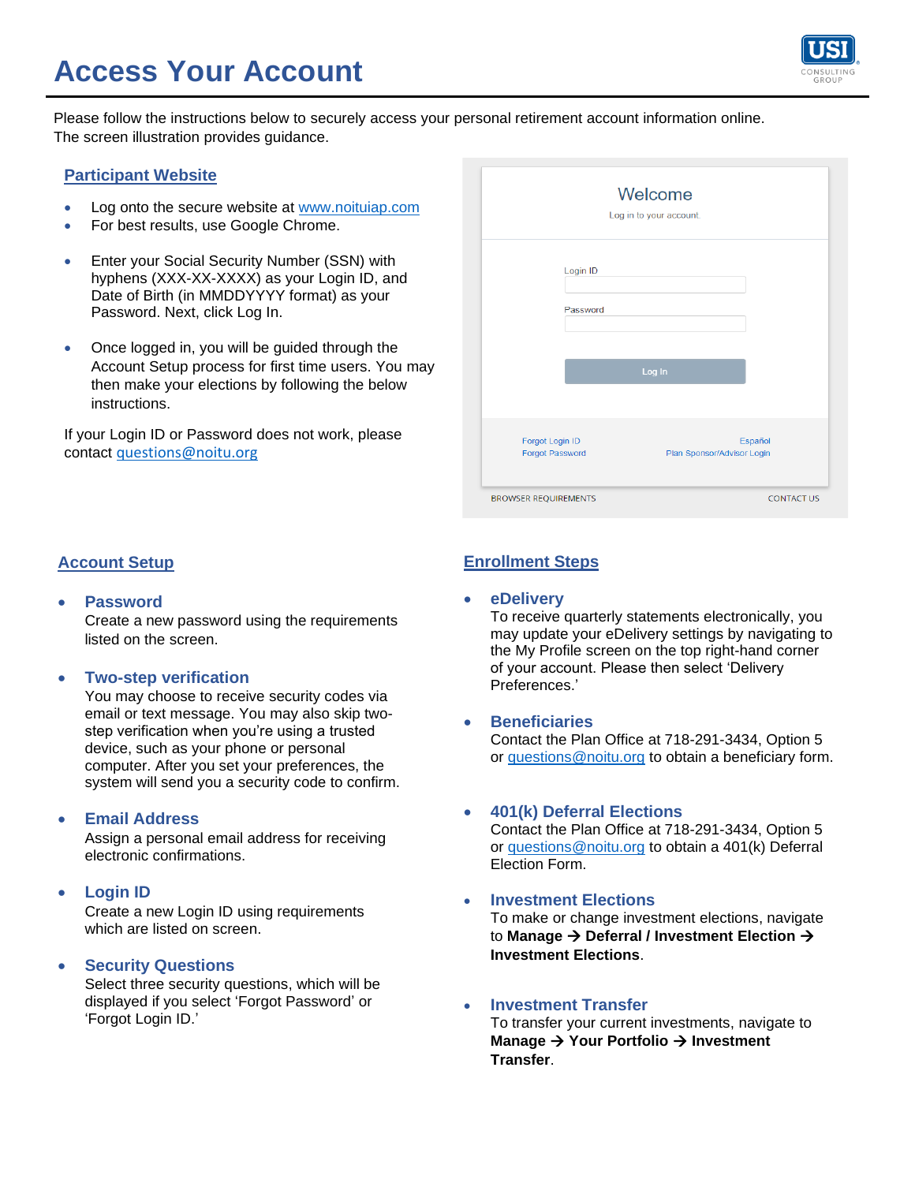# Access Your Account

Please follow the instructions below to securely access your personal retirement account information online. The screen illustration provides guidance.

## Participant Website

- Log onto the secure website at www.noituiap.com
- For best results, use Google Chrome.
- Enter your Social Security Number (SSN) with hyphens (XXX-XX-XXXX) as your Login ID, and Date of Birth (in MMDDYYYY format) as your Password. Next, click Log In.
- Once logged in, you will be guided through the Account Setup process for first time users. You may then make your elections by following the below instructions.

If your Login ID or Password does not work, please contact questions@noitu.org

Welcome

Log in to your account.

Login ID

Password

Log In

Forgot Login ID
Forgot Password

Español
Plan Sponsor/Advisor Login

BROWSER REQUIREMENTS
CONTACT US

## Account Setup

- **Password**
  Create a new password using the requirements listed on the screen.
- **Two-step verification**
  You may choose to receive security codes via email or text message. You may also skip two-step verification when you're using a trusted device, such as your phone or personal computer. After you set your preferences, the system will send you a security code to confirm.
- **Email Address**
  Assign a personal email address for receiving electronic confirmations.
- **Login ID**
  Create a new Login ID using requirements which are listed on screen.
- **Security Questions**
  Select three security questions, which will be displayed if you select 'Forgot Password' or 'Forgot Login ID.'

## Enrollment Steps

- **eDelivery**
  To receive quarterly statements electronically, you may update your eDelivery settings by navigating to the My Profile screen on the top right-hand corner of your account. Please then select 'Delivery Preferences.'
- **Beneficiaries**
  Contact the Plan Office at 718-291-3434, Option 5 or questions@noitu.org to obtain a beneficiary form.
- **401(k) Deferral Elections**
  Contact the Plan Office at 718-291-3434, Option 5 or questions@noitu.org to obtain a 401(k) Deferral Election Form.
- **Investment Elections**
  To make or change investment elections, navigate to **Manage → Deferral / Investment Election → Investment Elections**.
- **Investment Transfer**
  To transfer your current investments, navigate to **Manage → Your Portfolio → Investment Transfer**.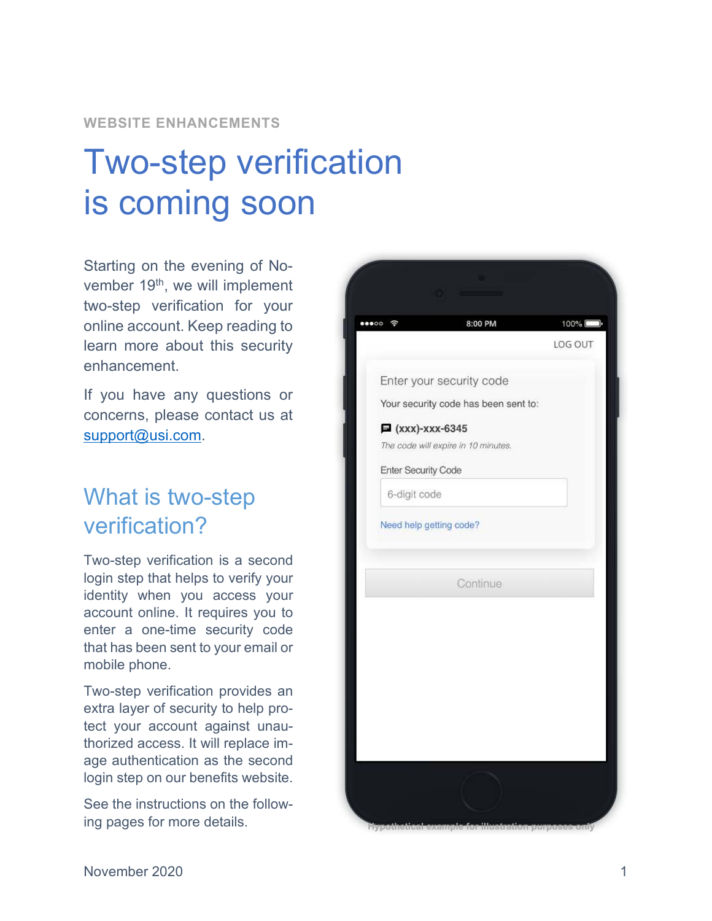WEBSITE ENHANCEMENTS

# Two-step verification is coming soon

Starting on the evening of November 19th, we will implement two-step verification for your online account. Keep reading to learn more about this security enhancement.

If you have any questions or concerns, please contact us at support@usi.com.

## What is two-step verification?

Two-step verification is a second login step that helps to verify your identity when you access your account online. It requires you to enter a one-time security code that has been sent to your email or mobile phone.

Two-step verification provides an extra layer of security to help protect your account against unauthorized access. It will replace image authentication as the second login step on our benefits website.

See the instructions on the following pages for more details.

Hypothetical example for illustration purposes only

November 2020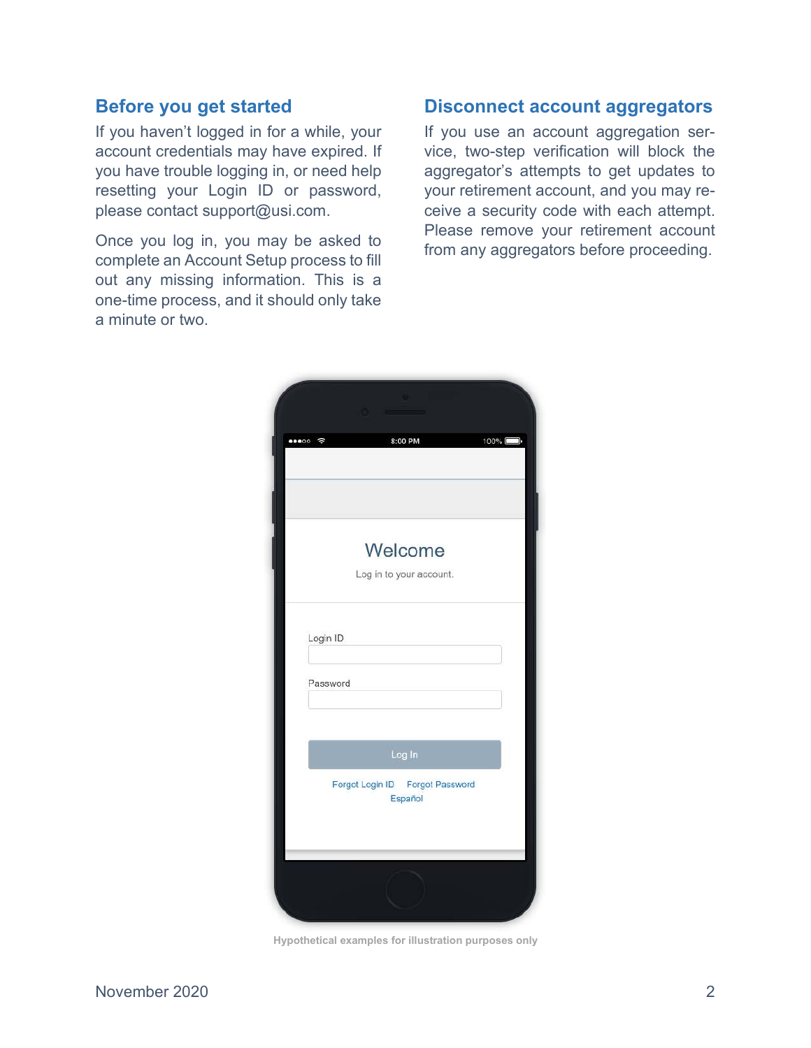## Before you get started

If you haven't logged in for a while, your account credentials may have expired. If you have trouble logging in, or need help resetting your Login ID or password, please contact support@usi.com.

Once you log in, you may be asked to complete an Account Setup process to fill out any missing information. This is a one-time process, and it should only take a minute or two.

## Disconnect account aggregators

If you use an account aggregation service, two-step verification will block the aggregator's attempts to get updates to your retirement account, and you may receive a security code with each attempt. Please remove your retirement account from any aggregators before proceeding.

Hypothetical examples for illustration purposes only

November 2020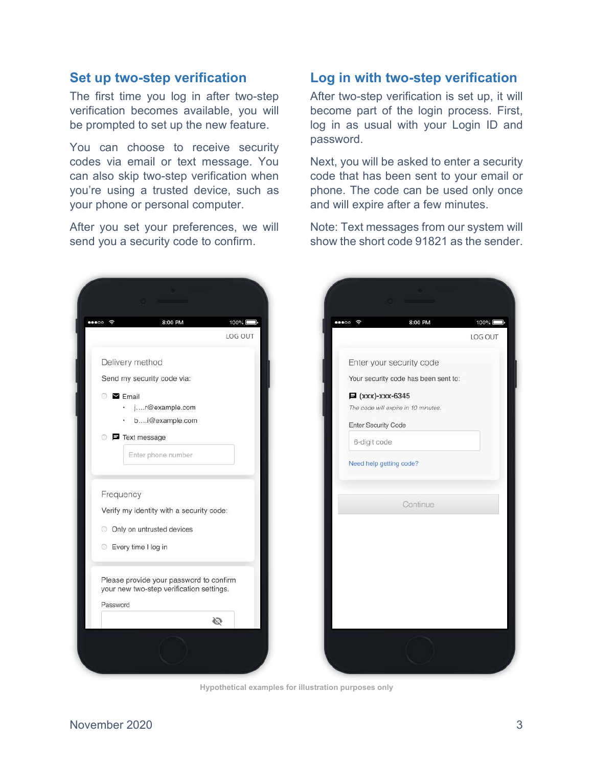## Set up two-step verification

The first time you log in after two-step verification becomes available, you will be prompted to set up the new feature.

You can choose to receive security codes via email or text message. You can also skip two-step verification when you're using a trusted device, such as your phone or personal computer.

After you set your preferences, we will send you a security code to confirm.

## Log in with two-step verification

After two-step verification is set up, it will become part of the login process. First, log in as usual with your Login ID and password.

Next, you will be asked to enter a security code that has been sent to your email or phone. The code can be used only once and will expire after a few minutes.

Note: Text messages from our system will show the short code 91821 as the sender.

Hypothetical examples for illustration purposes only

November 2020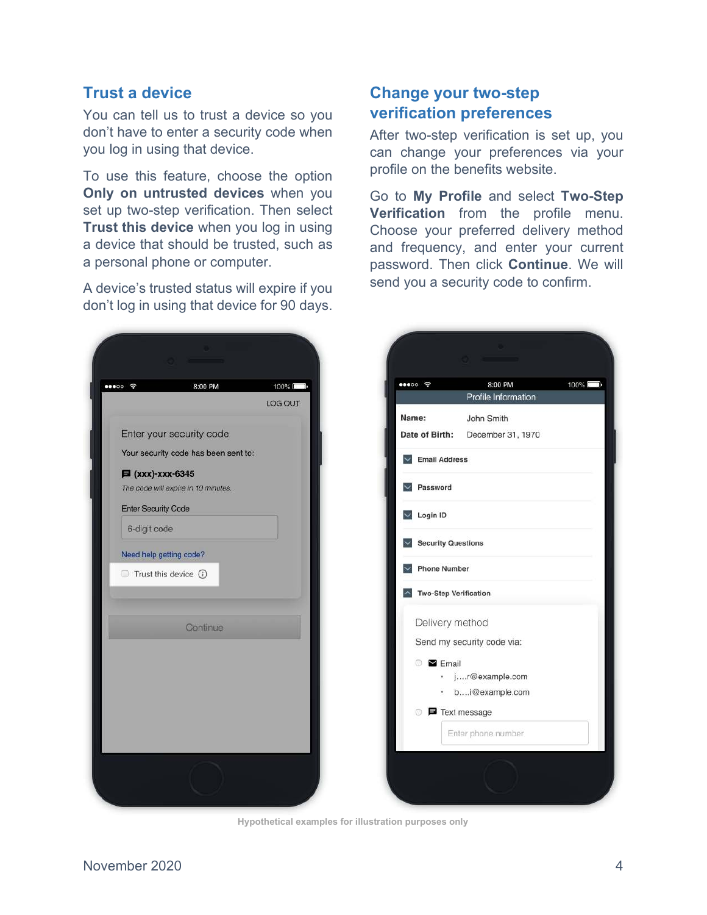## Trust a device

You can tell us to trust a device so you don't have to enter a security code when you log in using that device.

To use this feature, choose the option **Only on untrusted devices** when you set up two-step verification. Then select **Trust this device** when you log in using a device that should be trusted, such as a personal phone or computer.

A device's trusted status will expire if you don't log in using that device for 90 days.

## Change your two-step verification preferences

After two-step verification is set up, you can change your preferences via your profile on the benefits website.

Go to **My Profile** and select **Two-Step Verification** from the profile menu. Choose your preferred delivery method and frequency, and enter your current password. Then click **Continue**. We will send you a security code to confirm.

Hypothetical examples for illustration purposes only

November 2020